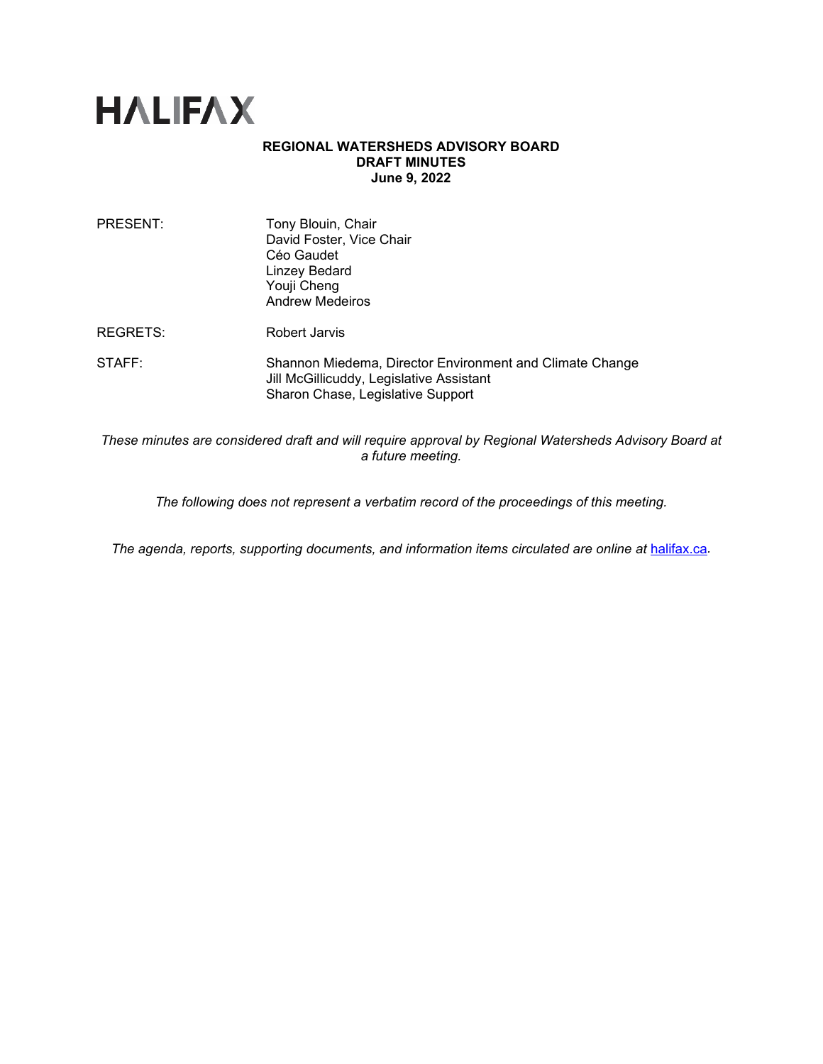# HALIFAX

**REGIONAL WATERSHEDS ADVISORY BOARD**
**DRAFT MINUTES**
**June 9, 2022**

PRESENT: Tony Blouin, Chair
David Foster, Vice Chair
Céo Gaudet
Linzey Bedard
Youji Cheng
Andrew Medeiros

REGRETS: Robert Jarvis

STAFF: Shannon Miedema, Director Environment and Climate Change
Jill McGillicuddy, Legislative Assistant
Sharon Chase, Legislative Support

*These minutes are considered draft and will require approval by Regional Watersheds Advisory Board at a future meeting.*

*The following does not represent a verbatim record of the proceedings of this meeting.*

*The agenda, reports, supporting documents, and information items circulated are online at* [halifax.ca](halifax.ca).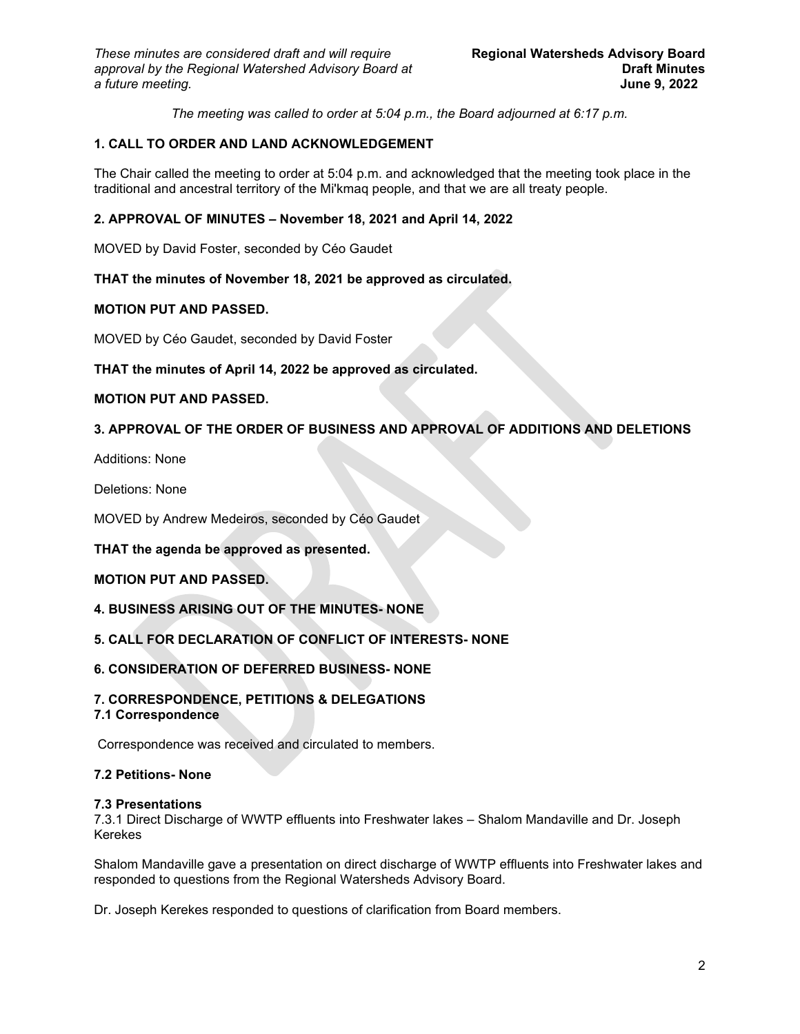The meeting was called to order at 5:04 p.m., the Board adjourned at 6:17 p.m.

## 1. CALL TO ORDER AND LAND ACKNOWLEDGEMENT

The Chair called the meeting to order at 5:04 p.m. and acknowledged that the meeting took place in the traditional and ancestral territory of the Mi'kmaq people, and that we are all treaty people.

## 2. APPROVAL OF MINUTES – November 18, 2021 and April 14, 2022

MOVED by David Foster, seconded by Céo Gaudet

**THAT the minutes of November 18, 2021 be approved as circulated.**

**MOTION PUT AND PASSED.**

MOVED by Céo Gaudet, seconded by David Foster

**THAT the minutes of April 14, 2022 be approved as circulated.**

**MOTION PUT AND PASSED.**

## 3. APPROVAL OF THE ORDER OF BUSINESS AND APPROVAL OF ADDITIONS AND DELETIONS

Additions: None

Deletions: None

MOVED by Andrew Medeiros, seconded by Céo Gaudet

**THAT the agenda be approved as presented.**

**MOTION PUT AND PASSED.**

## 4. BUSINESS ARISING OUT OF THE MINUTES- NONE

## 5. CALL FOR DECLARATION OF CONFLICT OF INTERESTS- NONE

## 6. CONSIDERATION OF DEFERRED BUSINESS- NONE

## 7. CORRESPONDENCE, PETITIONS & DELEGATIONS

### 7.1 Correspondence

Correspondence was received and circulated to members.

### 7.2 Petitions- None

### 7.3 Presentations

7.3.1 Direct Discharge of WWTP effluents into Freshwater lakes – Shalom Mandaville and Dr. Joseph Kerekes

Shalom Mandaville gave a presentation on direct discharge of WWTP effluents into Freshwater lakes and responded to questions from the Regional Watersheds Advisory Board.

Dr. Joseph Kerekes responded to questions of clarification from Board members.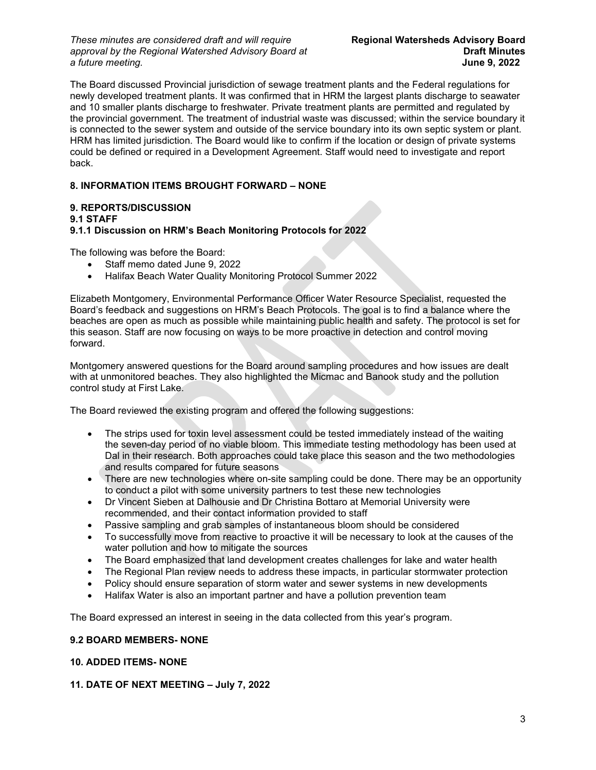The Board discussed Provincial jurisdiction of sewage treatment plants and the Federal regulations for newly developed treatment plants. It was confirmed that in HRM the largest plants discharge to seawater and 10 smaller plants discharge to freshwater. Private treatment plants are permitted and regulated by the provincial government. The treatment of industrial waste was discussed; within the service boundary it is connected to the sewer system and outside of the service boundary into its own septic system or plant. HRM has limited jurisdiction. The Board would like to confirm if the location or design of private systems could be defined or required in a Development Agreement. Staff would need to investigate and report back.

**8. INFORMATION ITEMS BROUGHT FORWARD – NONE**

**9. REPORTS/DISCUSSION**
**9.1 STAFF**
**9.1.1 Discussion on HRM's Beach Monitoring Protocols for 2022**

The following was before the Board:

- Staff memo dated June 9, 2022
- Halifax Beach Water Quality Monitoring Protocol Summer 2022

Elizabeth Montgomery, Environmental Performance Officer Water Resource Specialist, requested the Board's feedback and suggestions on HRM's Beach Protocols. The goal is to find a balance where the beaches are open as much as possible while maintaining public health and safety. The protocol is set for this season. Staff are now focusing on ways to be more proactive in detection and control moving forward.

Montgomery answered questions for the Board around sampling procedures and how issues are dealt with at unmonitored beaches. They also highlighted the Micmac and Banook study and the pollution control study at First Lake.

The Board reviewed the existing program and offered the following suggestions:

- The strips used for toxin level assessment could be tested immediately instead of the waiting the seven-day period of no viable bloom. This immediate testing methodology has been used at Dal in their research. Both approaches could take place this season and the two methodologies and results compared for future seasons
- There are new technologies where on-site sampling could be done. There may be an opportunity to conduct a pilot with some university partners to test these new technologies
- Dr Vincent Sieben at Dalhousie and Dr Christina Bottaro at Memorial University were recommended, and their contact information provided to staff
- Passive sampling and grab samples of instantaneous bloom should be considered
- To successfully move from reactive to proactive it will be necessary to look at the causes of the water pollution and how to mitigate the sources
- The Board emphasized that land development creates challenges for lake and water health
- The Regional Plan review needs to address these impacts, in particular stormwater protection
- Policy should ensure separation of storm water and sewer systems in new developments
- Halifax Water is also an important partner and have a pollution prevention team

The Board expressed an interest in seeing in the data collected from this year's program.

**9.2 BOARD MEMBERS- NONE**

**10. ADDED ITEMS- NONE**

**11. DATE OF NEXT MEETING – July 7, 2022**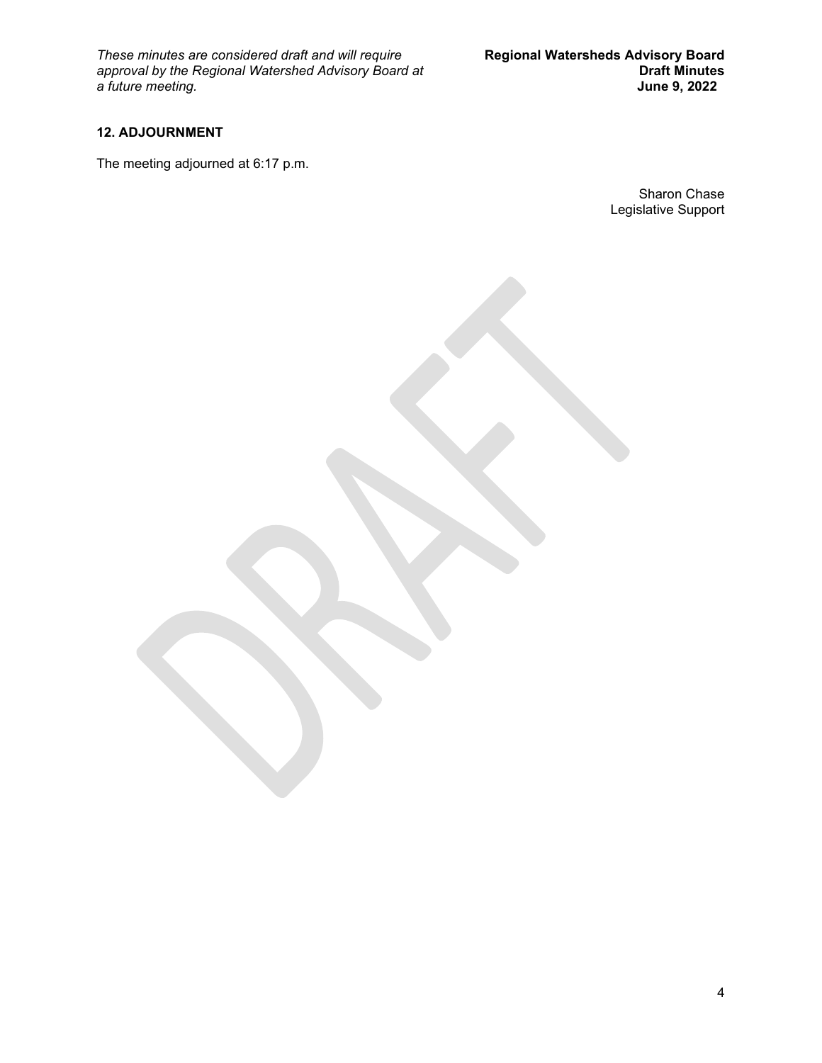## 12. ADJOURNMENT

The meeting adjourned at 6:17 p.m.

Sharon Chase
Legislative Support